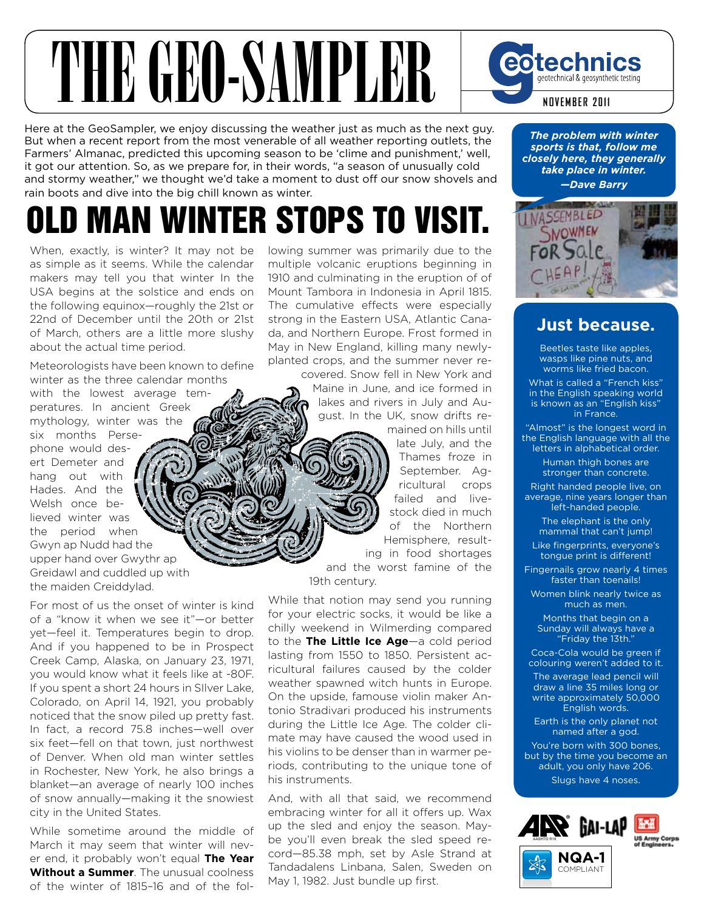# THE GEO-SAMPLER

geotechnics
geotechnical & geosynthetic testing

NOVEMBER 2011

Here at the GeoSampler, we enjoy discussing the weather just as much as the next guy. But when a recent report from the most venerable of all weather reporting outlets, the Farmers' Almanac, predicted this upcoming season to be 'clime and punishment,' well, it got our attention. So, as we prepare for, in their words, "a season of unusually cold and stormy weather," we thought we'd take a moment to dust off our snow shovels and rain boots and dive into the big chill known as winter.

## OLD MAN WINTER STOPS TO VISIT.

When, exactly, is winter? It may not be as simple as it seems. While the calendar makers may tell you that winter In the USA begins at the solstice and ends on the following equinox—roughly the 21st or 22nd of December until the 20th or 21st of March, others are a little more slushy about the actual time period.

Meteorologists have been known to define winter as the three calendar months with the lowest average temperatures. In ancient Greek mythology, winter was the six months Persephone would desert Demeter and hang out with Hades. And the Welsh once believed winter was the period when Gwyn ap Nudd had the upper hand over Gwythr ap Greidawl and cuddled up with the maiden Creiddylad.

For most of us the onset of winter is kind of a "know it when we see it"—or better yet—feel it. Temperatures begin to drop. And if you happened to be in Prospect Creek Camp, Alaska, on January 23, 1971, you would know what it feels like at -80F. If you spent a short 24 hours in SIlver Lake, Colorado, on April 14, 1921, you probably noticed that the snow piled up pretty fast. In fact, a record 75.8 inches—well over six feet—fell on that town, just northwest of Denver. When old man winter settles in Rochester, New York, he also brings a blanket—an average of nearly 100 inches of snow annually—making it the snowiest city in the United States.

While sometime around the middle of March it may seem that winter will never end, it probably won't equal **The Year Without a Summer**. The unusual coolness of the winter of 1815–16 and of the following summer was primarily due to the multiple volcanic eruptions beginning in 1910 and culminating in the eruption of of Mount Tambora in Indonesia in April 1815. The cumulative effects were especially strong in the Eastern USA, Atlantic Canada, and Northern Europe. Frost formed in May in New England, killing many newly-planted crops, and the summer never recovered. Snow fell in New York and Maine in June, and ice formed in lakes and rivers in July and August. In the UK, snow drifts remained on hills until late July, and the Thames froze in September. Agricultural crops failed and livestock died in much of the Northern Hemisphere, resulting in food shortages and the worst famine of the 19th century.

While that notion may send you running for your electric socks, it would be like a chilly weekend in Wilmerding compared to the **The Little Ice Age**—a cold period lasting from 1550 to 1850. Persistent acricultural failures caused by the colder weather spawned witch hunts in Europe. On the upside, famouse violin maker Antonio Stradivari produced his instruments during the Little Ice Age. The colder climate may have caused the wood used in his violins to be denser than in warmer periods, contributing to the unique tone of his instruments.

And, with all that said, we recommend embracing winter for all it offers up. Wax up the sled and enjoy the season. Maybe you'll even break the sled speed record—85.38 mph, set by Asle Strand at Tandadalens Linbana, Salen, Sweden on May 1, 1982. Just bundle up first.

***The problem with winter sports is that, follow me closely here, they generally take place in winter.***
***—Dave Barry***

UNASSEMBLED SNOWMEN FOR SALE CHEAP!

## Just because.

Beetles taste like apples, wasps like pine nuts, and worms like fried bacon.

What is called a "French kiss" in the English speaking world is known as an "English kiss" in France.

"Almost" is the longest word in the English language with all the letters in alphabetical order.

Human thigh bones are stronger than concrete.

Right handed people live, on average, nine years longer than left-handed people.

The elephant is the only mammal that can't jump!

Like fingerprints, everyone's tongue print is different!

Fingernails grow nearly 4 times faster than toenails!

Women blink nearly twice as much as men.

Months that begin on a Sunday will always have a "Friday the 13th."

Coca-Cola would be green if colouring weren't added to it.

The average lead pencil will draw a line 35 miles long or write approximately 50,000 English words.

Earth is the only planet not named after a god.

You're born with 300 bones, but by the time you become an adult, you only have 206.

Slugs have 4 noses.

AASHTO R18 · GAI-LAP · US Army Corps of Engineers · NQA-1 COMPLIANT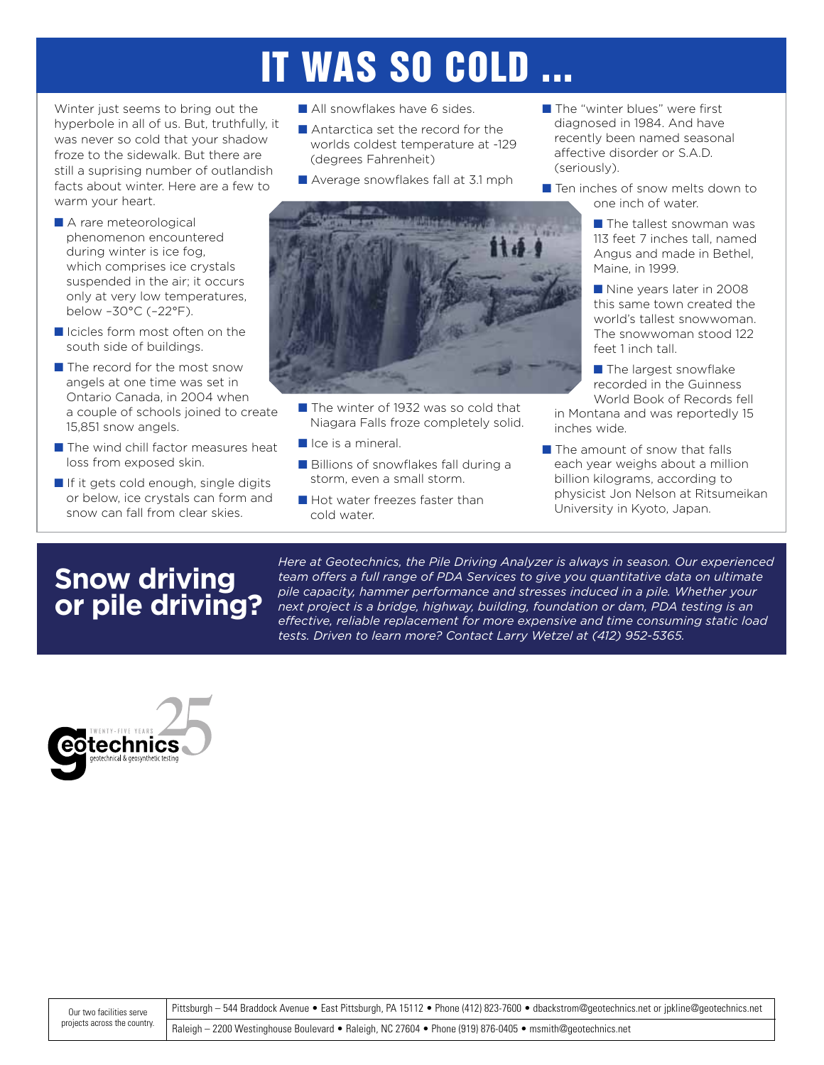# IT WAS SO COLD ...

Winter just seems to bring out the hyperbole in all of us. But, truthfully, it was never so cold that your shadow froze to the sidewalk. But there are still a suprising number of outlandish facts about winter. Here are a few to warm your heart.

- A rare meteorological phenomenon encountered during winter is ice fog, which comprises ice crystals suspended in the air; it occurs only at very low temperatures, below –30°C (–22°F).
- Icicles form most often on the south side of buildings.
- The record for the most snow angels at one time was set in Ontario Canada, in 2004 when a couple of schools joined to create 15,851 snow angels.
- The wind chill factor measures heat loss from exposed skin.
- If it gets cold enough, single digits or below, ice crystals can form and snow can fall from clear skies.
- All snowflakes have 6 sides.
- Antarctica set the record for the worlds coldest temperature at -129 (degrees Fahrenheit)
- Average snowflakes fall at 3.1 mph
- The winter of 1932 was so cold that Niagara Falls froze completely solid.
- Ice is a mineral.
- Billions of snowflakes fall during a storm, even a small storm.
- Hot water freezes faster than cold water.
- The "winter blues" were first diagnosed in 1984. And have recently been named seasonal affective disorder or S.A.D. (seriously).
- Ten inches of snow melts down to one inch of water.
- The tallest snowman was 113 feet 7 inches tall, named Angus and made in Bethel, Maine, in 1999.
- Nine years later in 2008 this same town created the world's tallest snowwoman. The snowwoman stood 122 feet 1 inch tall.
- The largest snowflake recorded in the Guinness World Book of Records fell in Montana and was reportedly 15 inches wide.
- The amount of snow that falls each year weighs about a million billion kilograms, according to physicist Jon Nelson at Ritsumeikan University in Kyoto, Japan.

## Snow driving or pile driving?

*Here at Geotechnics, the Pile Driving Analyzer is always in season. Our experienced team offers a full range of PDA Services to give you quantitative data on ultimate pile capacity, hammer performance and stresses induced in a pile. Whether your next project is a bridge, highway, building, foundation or dam, PDA testing is an effective, reliable replacement for more expensive and time consuming static load tests. Driven to learn more? Contact Larry Wetzel at (412) 952-5365.*

Geotechnics — Twenty-five years — geotechnical & geosynthetic testing

| | |
|---|---|
| Our two facilities serve projects across the country. | Pittsburgh – 544 Braddock Avenue • East Pittsburgh, PA 15112 • Phone (412) 823-7600 • dbackstrom@geotechnics.net or jpkline@geotechnics.net |
| | Raleigh – 2200 Westinghouse Boulevard • Raleigh, NC 27604 • Phone (919) 876-0405 • msmith@geotechnics.net |